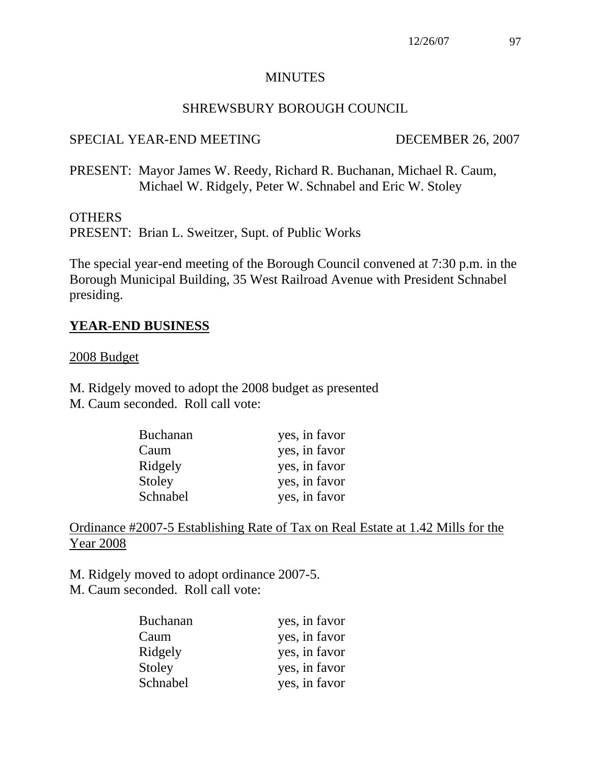# MINUTES

## SHREWSBURY BOROUGH COUNCIL

SPECIAL YEAR-END MEETING DECEMBER 26, 2007

PRESENT: Mayor James W. Reedy, Richard R. Buchanan, Michael R. Caum, Michael W. Ridgely, Peter W. Schnabel and Eric W. Stoley

OTHERS
PRESENT: Brian L. Sweitzer, Supt. of Public Works

The special year-end meeting of the Borough Council convened at 7:30 p.m. in the Borough Municipal Building, 35 West Railroad Avenue with President Schnabel presiding.

## YEAR-END BUSINESS

2008 Budget

M. Ridgely moved to adopt the 2008 budget as presented
M. Caum seconded. Roll call vote:

| | |
|---|---|
| Buchanan | yes, in favor |
| Caum | yes, in favor |
| Ridgely | yes, in favor |
| Stoley | yes, in favor |
| Schnabel | yes, in favor |

Ordinance #2007-5 Establishing Rate of Tax on Real Estate at 1.42 Mills for the Year 2008

M. Ridgely moved to adopt ordinance 2007-5.
M. Caum seconded. Roll call vote:

| | |
|---|---|
| Buchanan | yes, in favor |
| Caum | yes, in favor |
| Ridgely | yes, in favor |
| Stoley | yes, in favor |
| Schnabel | yes, in favor |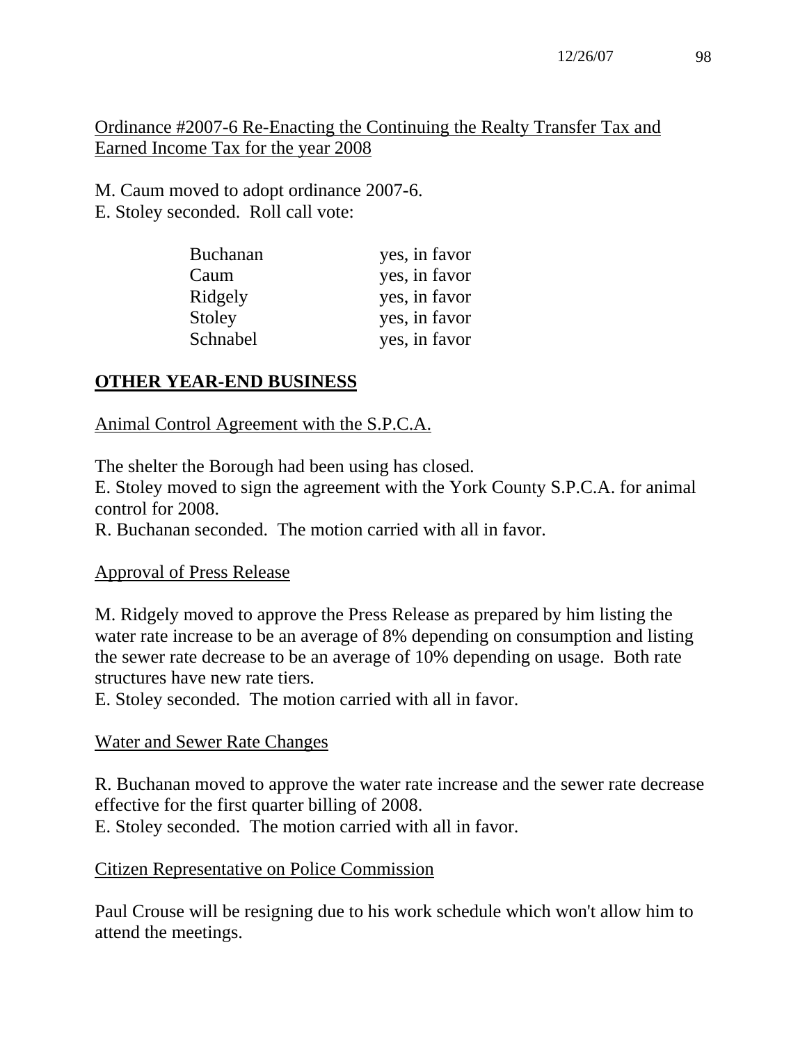Ordinance #2007-6 Re-Enacting the Continuing the Realty Transfer Tax and Earned Income Tax for the year 2008

M. Caum moved to adopt ordinance 2007-6.
E. Stoley seconded. Roll call vote:

| | |
|---|---|
| Buchanan | yes, in favor |
| Caum | yes, in favor |
| Ridgely | yes, in favor |
| Stoley | yes, in favor |
| Schnabel | yes, in favor |

## OTHER YEAR-END BUSINESS

Animal Control Agreement with the S.P.C.A.

The shelter the Borough had been using has closed.
E. Stoley moved to sign the agreement with the York County S.P.C.A. for animal control for 2008.
R. Buchanan seconded. The motion carried with all in favor.

Approval of Press Release

M. Ridgely moved to approve the Press Release as prepared by him listing the water rate increase to be an average of 8% depending on consumption and listing the sewer rate decrease to be an average of 10% depending on usage. Both rate structures have new rate tiers.
E. Stoley seconded. The motion carried with all in favor.

Water and Sewer Rate Changes

R. Buchanan moved to approve the water rate increase and the sewer rate decrease effective for the first quarter billing of 2008.
E. Stoley seconded. The motion carried with all in favor.

Citizen Representative on Police Commission

Paul Crouse will be resigning due to his work schedule which won't allow him to attend the meetings.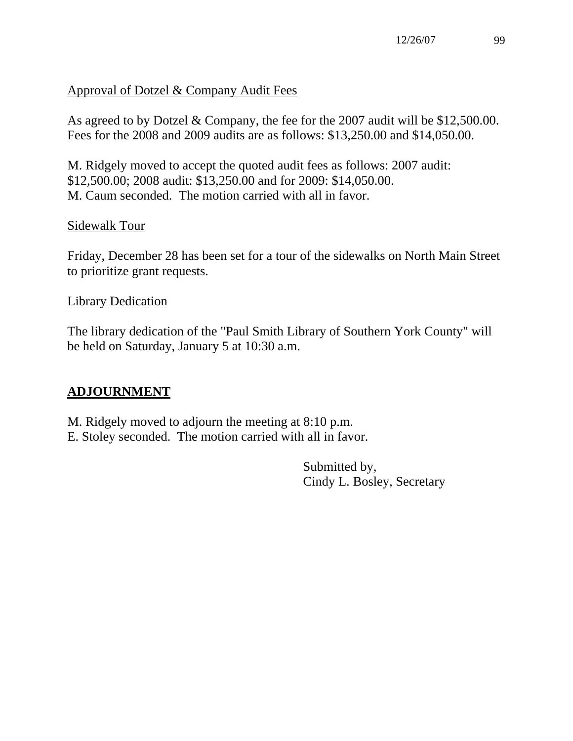Approval of Dotzel & Company Audit Fees

As agreed to by Dotzel & Company, the fee for the 2007 audit will be $12,500.00. Fees for the 2008 and 2009 audits are as follows: $13,250.00 and $14,050.00.

M. Ridgely moved to accept the quoted audit fees as follows: 2007 audit: $12,500.00; 2008 audit: $13,250.00 and for 2009: $14,050.00.
M. Caum seconded. The motion carried with all in favor.

Sidewalk Tour

Friday, December 28 has been set for a tour of the sidewalks on North Main Street to prioritize grant requests.

Library Dedication

The library dedication of the "Paul Smith Library of Southern York County" will be held on Saturday, January 5 at 10:30 a.m.

## ADJOURNMENT

M. Ridgely moved to adjourn the meeting at 8:10 p.m.
E. Stoley seconded. The motion carried with all in favor.

Submitted by,
Cindy L. Bosley, Secretary